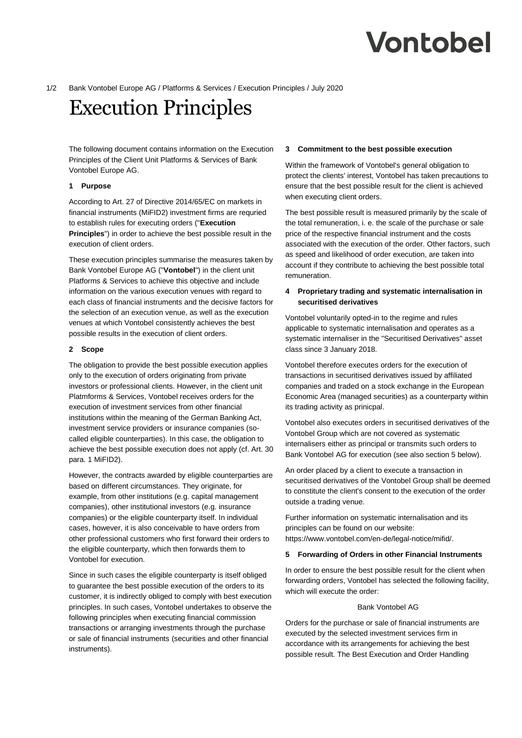Bank Vontobel Europe AG / Platforms & Services / Execution Principles / July 2020

# Execution Principles

The following document contains information on the Execution Principles of the Client Unit Platforms & Services of Bank Vontobel Europe AG.

## 1 Purpose

According to Art. 27 of Directive 2014/65/EC on markets in financial instruments (MiFID2) investment firms are requried to establish rules for executing orders ("**Execution Principles**") in order to achieve the best possible result in the execution of client orders.

These execution principles summarise the measures taken by Bank Vontobel Europe AG ("**Vontobel**") in the client unit Platforms & Services to achieve this objective and include information on the various execution venues with regard to each class of financial instruments and the decisive factors for the selection of an execution venue, as well as the execution venues at which Vontobel consistently achieves the best possible results in the execution of client orders.

## 2 Scope

The obligation to provide the best possible execution applies only to the execution of orders originating from private investors or professional clients. However, in the client unit Platmforms & Services, Vontobel receives orders for the execution of investment services from other financial institutions within the meaning of the German Banking Act, investment service providers or insurance companies (so-called eligible counterparties). In this case, the obligation to achieve the best possible execution does not apply (cf. Art. 30 para. 1 MiFID2).

However, the contracts awarded by eligible counterparties are based on different circumstances. They originate, for example, from other institutions (e.g. capital management companies), other institutional investors (e.g. insurance companies) or the eligible counterparty itself. In individual cases, however, it is also conceivable to have orders from other professional customers who first forward their orders to the eligible counterparty, which then forwards them to Vontobel for execution.

Since in such cases the eligible counterparty is itself obliged to guarantee the best possible execution of the orders to its customer, it is indirectly obliged to comply with best execution principles. In such cases, Vontobel undertakes to observe the following principles when executing financial commission transactions or arranging investments through the purchase or sale of financial instruments (securities and other financial instruments).

## 3 Commitment to the best possible execution

Within the framework of Vontobel's general obligation to protect the clients' interest, Vontobel has taken precautions to ensure that the best possible result for the client is achieved when executing client orders.

The best possible result is measured primarily by the scale of the total remuneration, i. e. the scale of the purchase or sale price of the respective financial instrument and the costs associated with the execution of the order. Other factors, such as speed and likelihood of order execution, are taken into account if they contribute to achieving the best possible total remuneration.

## 4 Proprietary trading and systematic internalisation in securitised derivatives

Vontobel voluntarily opted-in to the regime and rules applicable to systematic internalisation and operates as a systematic internaliser in the "Securitised Derivatives" asset class since 3 January 2018.

Vontobel therefore executes orders for the execution of transactions in securitised derivatives issued by affiliated companies and traded on a stock exchange in the European Economic Area (managed securities) as a counterparty within its trading activity as prinicpal.

Vontobel also executes orders in securitised derivatives of the Vontobel Group which are not covered as systematic internalisers either as principal or transmits such orders to Bank Vontobel AG for execution (see also section 5 below).

An order placed by a client to execute a transaction in securitised derivatives of the Vontobel Group shall be deemed to constitute the client's consent to the execution of the order outside a trading venue.

Further information on systematic internalisation and its principles can be found on our website: https://www.vontobel.com/en-de/legal-notice/mifid/.

## 5 Forwarding of Orders in other Financial Instruments

In order to ensure the best possible result for the client when forwarding orders, Vontobel has selected the following facility, which will execute the order:

Bank Vontobel AG

Orders for the purchase or sale of financial instruments are executed by the selected investment services firm in accordance with its arrangements for achieving the best possible result. The Best Execution and Order Handling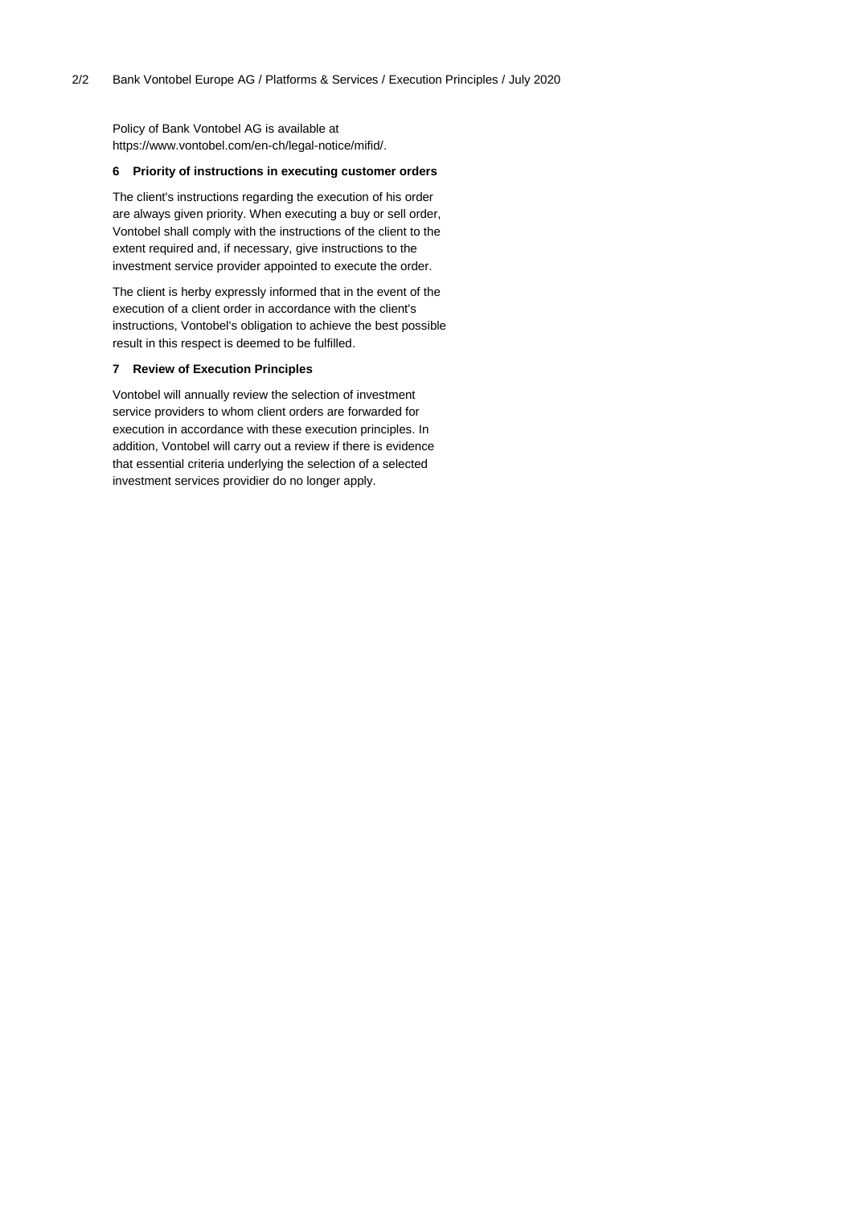Policy of Bank Vontobel AG is available at https://www.vontobel.com/en-ch/legal-notice/mifid/.

## 6 Priority of instructions in executing customer orders

The client's instructions regarding the execution of his order are always given priority. When executing a buy or sell order, Vontobel shall comply with the instructions of the client to the extent required and, if necessary, give instructions to the investment service provider appointed to execute the order.

The client is herby expressly informed that in the event of the execution of a client order in accordance with the client's instructions, Vontobel's obligation to achieve the best possible result in this respect is deemed to be fulfilled.

## 7 Review of Execution Principles

Vontobel will annually review the selection of investment service providers to whom client orders are forwarded for execution in accordance with these execution principles. In addition, Vontobel will carry out a review if there is evidence that essential criteria underlying the selection of a selected investment services providier do no longer apply.